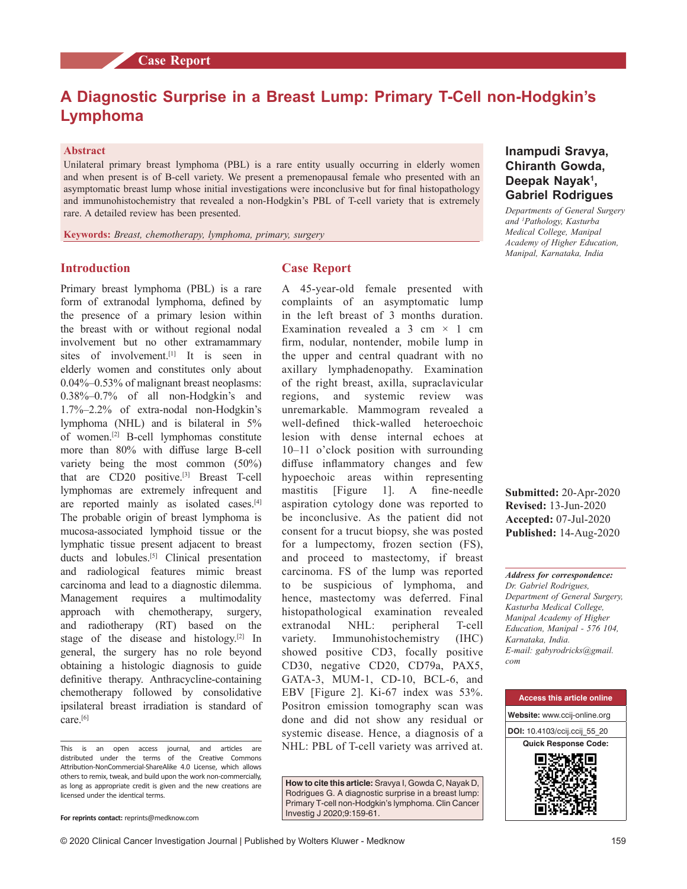Case Report

# A Diagnostic Surprise in a Breast Lump: Primary T-Cell non-Hodgkin's Lymphoma

**Inampudi Sravya, Chiranth Gowda, Deepak Nayak[1], Gabriel Rodrigues**

*Departments of General Surgery and [1]Pathology, Kasturba Medical College, Manipal Academy of Higher Education, Manipal, Karnataka, India*

## Abstract

Unilateral primary breast lymphoma (PBL) is a rare entity usually occurring in elderly women and when present is of B-cell variety. We present a premenopausal female who presented with an asymptomatic breast lump whose initial investigations were inconclusive but for final histopathology and immunohistochemistry that revealed a non-Hodgkin's PBL of T-cell variety that is extremely rare. A detailed review has been presented.

**Keywords:** *Breast, chemotherapy, lymphoma, primary, surgery*

## Introduction

Primary breast lymphoma (PBL) is a rare form of extranodal lymphoma, defined by the presence of a primary lesion within the breast with or without regional nodal involvement but no other extramammary sites of involvement.[1] It is seen in elderly women and constitutes only about 0.04%–0.53% of malignant breast neoplasms: 0.38%–0.7% of all non-Hodgkin's and 1.7%–2.2% of extra-nodal non-Hodgkin's lymphoma (NHL) and is bilateral in 5% of women.[2] B-cell lymphomas constitute more than 80% with diffuse large B-cell variety being the most common (50%) that are CD20 positive.[3] Breast T-cell lymphomas are extremely infrequent and are reported mainly as isolated cases.[4] The probable origin of breast lymphoma is mucosa-associated lymphoid tissue or the lymphatic tissue present adjacent to breast ducts and lobules.[5] Clinical presentation and radiological features mimic breast carcinoma and lead to a diagnostic dilemma. Management requires a multimodality approach with chemotherapy, surgery, and radiotherapy (RT) based on the stage of the disease and histology.[2] In general, the surgery has no role beyond obtaining a histologic diagnosis to guide definitive therapy. Anthracycline-containing chemotherapy followed by consolidative ipsilateral breast irradiation is standard of care.[6]

## Case Report

A 45-year-old female presented with complaints of an asymptomatic lump in the left breast of 3 months duration. Examination revealed a 3 cm × 1 cm firm, nodular, nontender, mobile lump in the upper and central quadrant with no axillary lymphadenopathy. Examination of the right breast, axilla, supraclavicular regions, and systemic review was unremarkable. Mammogram revealed a well-defined thick-walled heteroechoic lesion with dense internal echoes at 10–11 o'clock position with surrounding diffuse inflammatory changes and few hypoechoic areas within representing mastitis [Figure 1]. A fine-needle aspiration cytology done was reported to be inconclusive. As the patient did not consent for a trucut biopsy, she was posted for a lumpectomy, frozen section (FS), and proceed to mastectomy, if breast carcinoma. FS of the lump was reported to be suspicious of lymphoma, and hence, mastectomy was deferred. Final histopathological examination revealed extranodal NHL: peripheral T-cell variety. Immunohistochemistry (IHC) showed positive CD3, focally positive CD30, negative CD20, CD79a, PAX5, GATA-3, MUM-1, CD-10, BCL-6, and EBV [Figure 2]. Ki-67 index was 53%. Positron emission tomography scan was done and did not show any residual or systemic disease. Hence, a diagnosis of a NHL: PBL of T-cell variety was arrived at.

**Submitted:** 20-Apr-2020
**Revised:** 13-Jun-2020
**Accepted:** 07-Jul-2020
**Published:** 14-Aug-2020

***Address for correspondence:***
*Dr. Gabriel Rodrigues, Department of General Surgery, Kasturba Medical College, Manipal Academy of Higher Education, Manipal - 576 104, Karnataka, India.*
*E-mail: gabyrodricks@gmail.com*

**Access this article online**
**Website:** www.ccij-online.org
**DOI:** 10.4103/ccij.ccij_55_20
**Quick Response Code:**

This is an open access journal, and articles are distributed under the terms of the Creative Commons Attribution-NonCommercial-ShareAlike 4.0 License, which allows others to remix, tweak, and build upon the work non-commercially, as long as appropriate credit is given and the new creations are licensed under the identical terms.

**For reprints contact:** reprints@medknow.com

**How to cite this article:** Sravya I, Gowda C, Nayak D, Rodrigues G. A diagnostic surprise in a breast lump: Primary T-cell non-Hodgkin's lymphoma. Clin Cancer Investig J 2020;9:159-61.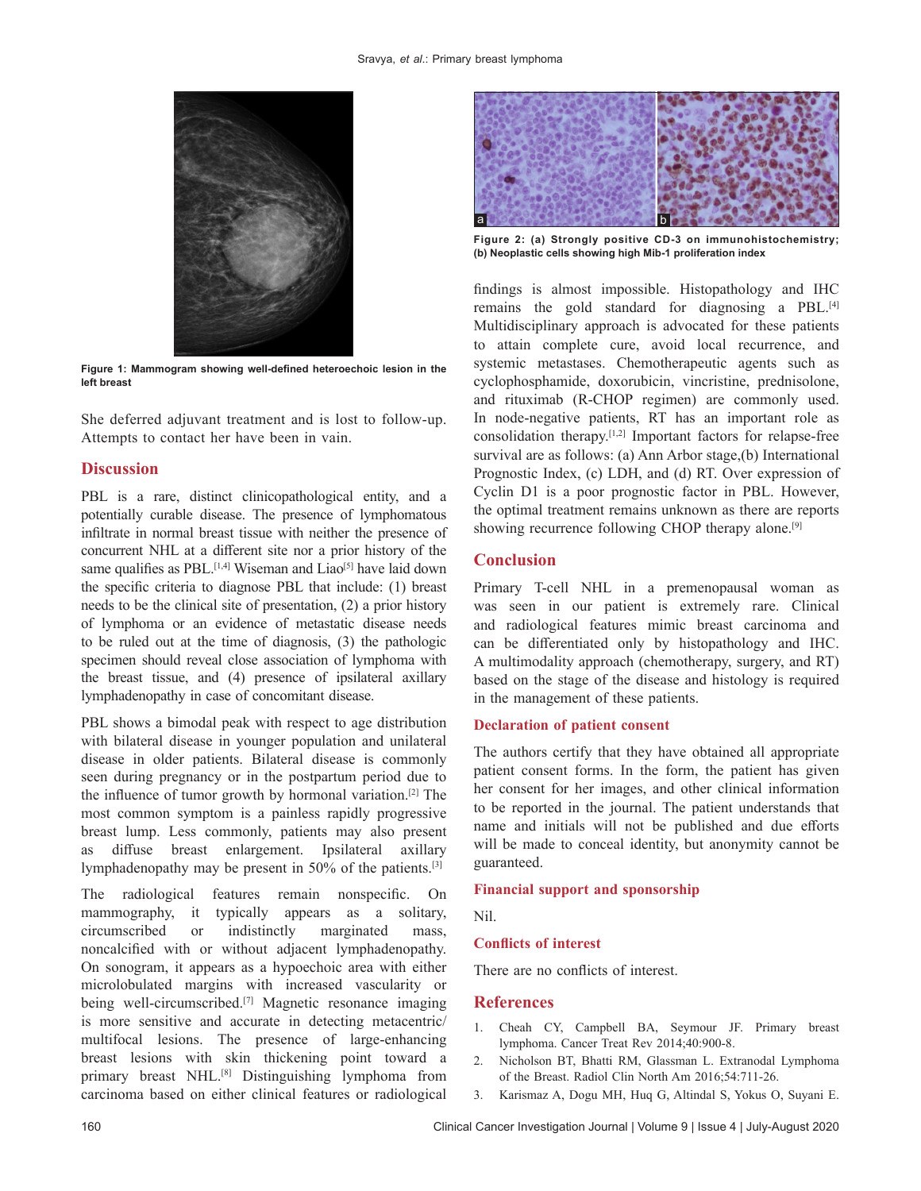Figure 1: Mammogram showing well-defined heteroechoic lesion in the left breast

She deferred adjuvant treatment and is lost to follow-up. Attempts to contact her have been in vain.

## Discussion

PBL is a rare, distinct clinicopathological entity, and a potentially curable disease. The presence of lymphomatous infiltrate in normal breast tissue with neither the presence of concurrent NHL at a different site nor a prior history of the same qualifies as PBL.[1,4] Wiseman and Liao[5] have laid down the specific criteria to diagnose PBL that include: (1) breast needs to be the clinical site of presentation, (2) a prior history of lymphoma or an evidence of metastatic disease needs to be ruled out at the time of diagnosis, (3) the pathologic specimen should reveal close association of lymphoma with the breast tissue, and (4) presence of ipsilateral axillary lymphadenopathy in case of concomitant disease.

PBL shows a bimodal peak with respect to age distribution with bilateral disease in younger population and unilateral disease in older patients. Bilateral disease is commonly seen during pregnancy or in the postpartum period due to the influence of tumor growth by hormonal variation.[2] The most common symptom is a painless rapidly progressive breast lump. Less commonly, patients may also present as diffuse breast enlargement. Ipsilateral axillary lymphadenopathy may be present in 50% of the patients.[3]

The radiological features remain nonspecific. On mammography, it typically appears as a solitary, circumscribed or indistinctly marginated mass, noncalcified with or without adjacent lymphadenopathy. On sonogram, it appears as a hypoechoic area with either microlobulated margins with increased vascularity or being well-circumscribed.[7] Magnetic resonance imaging is more sensitive and accurate in detecting metacentric/multifocal lesions. The presence of large-enhancing breast lesions with skin thickening point toward a primary breast NHL.[8] Distinguishing lymphoma from carcinoma based on either clinical features or radiological findings is almost impossible. Histopathology and IHC remains the gold standard for diagnosing a PBL.[4] Multidisciplinary approach is advocated for these patients to attain complete cure, avoid local recurrence, and systemic metastases. Chemotherapeutic agents such as cyclophosphamide, doxorubicin, vincristine, prednisolone, and rituximab (R-CHOP regimen) are commonly used. In node-negative patients, RT has an important role as consolidation therapy.[1,2] Important factors for relapse-free survival are as follows: (a) Ann Arbor stage,(b) International Prognostic Index, (c) LDH, and (d) RT. Over expression of Cyclin D1 is a poor prognostic factor in PBL. However, the optimal treatment remains unknown as there are reports showing recurrence following CHOP therapy alone.[9]

Figure 2: (a) Strongly positive CD-3 on immunohistochemistry; (b) Neoplastic cells showing high Mib-1 proliferation index

## Conclusion

Primary T-cell NHL in a premenopausal woman as was seen in our patient is extremely rare. Clinical and radiological features mimic breast carcinoma and can be differentiated only by histopathology and IHC. A multimodality approach (chemotherapy, surgery, and RT) based on the stage of the disease and histology is required in the management of these patients.

### Declaration of patient consent

The authors certify that they have obtained all appropriate patient consent forms. In the form, the patient has given her consent for her images, and other clinical information to be reported in the journal. The patient understands that name and initials will not be published and due efforts will be made to conceal identity, but anonymity cannot be guaranteed.

### Financial support and sponsorship

Nil.

### Conflicts of interest

There are no conflicts of interest.

## References

1. Cheah CY, Campbell BA, Seymour JF. Primary breast lymphoma. Cancer Treat Rev 2014;40:900-8.
2. Nicholson BT, Bhatti RM, Glassman L. Extranodal Lymphoma of the Breast. Radiol Clin North Am 2016;54:711-26.
3. Karismaz A, Dogu MH, Huq G, Altindal S, Yokus O, Suyani E.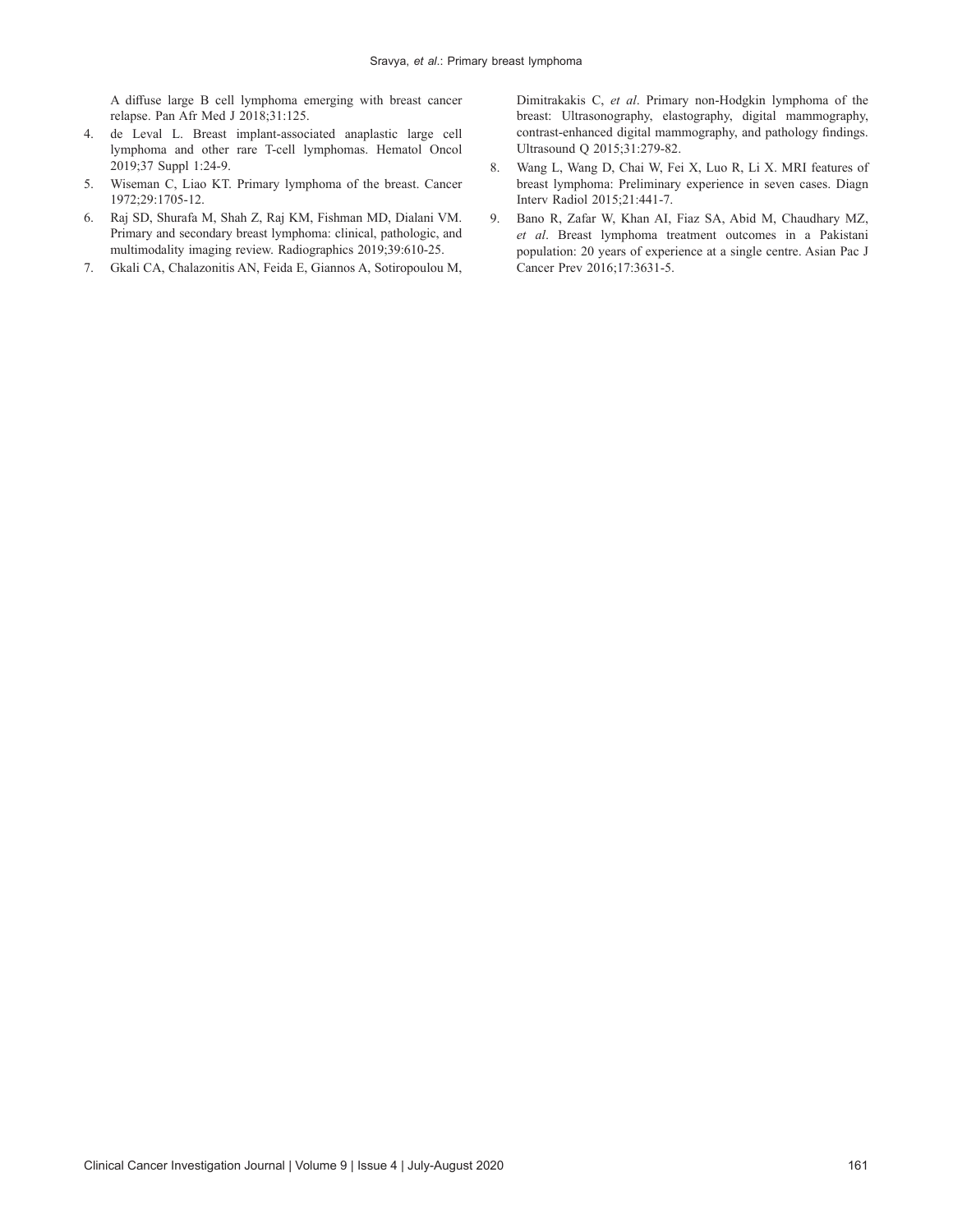A diffuse large B cell lymphoma emerging with breast cancer relapse. Pan Afr Med J 2018;31:125.

4. de Leval L. Breast implant-associated anaplastic large cell lymphoma and other rare T-cell lymphomas. Hematol Oncol 2019;37 Suppl 1:24-9.
5. Wiseman C, Liao KT. Primary lymphoma of the breast. Cancer 1972;29:1705-12.
6. Raj SD, Shurafa M, Shah Z, Raj KM, Fishman MD, Dialani VM. Primary and secondary breast lymphoma: clinical, pathologic, and multimodality imaging review. Radiographics 2019;39:610-25.
7. Gkali CA, Chalazonitis AN, Feida E, Giannos A, Sotiropoulou M, Dimitrakakis C, *et al*. Primary non-Hodgkin lymphoma of the breast: Ultrasonography, elastography, digital mammography, contrast-enhanced digital mammography, and pathology findings. Ultrasound Q 2015;31:279-82.
8. Wang L, Wang D, Chai W, Fei X, Luo R, Li X. MRI features of breast lymphoma: Preliminary experience in seven cases. Diagn Interv Radiol 2015;21:441-7.
9. Bano R, Zafar W, Khan AI, Fiaz SA, Abid M, Chaudhary MZ, *et al*. Breast lymphoma treatment outcomes in a Pakistani population: 20 years of experience at a single centre. Asian Pac J Cancer Prev 2016;17:3631-5.